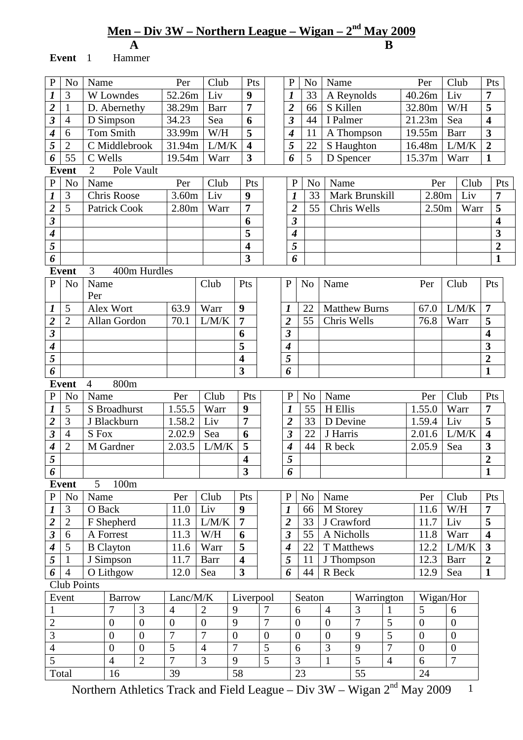# Men – Div 3W – Northern League – Wigan – 2nd May 2009

**A** **B**

**Event** 1 Hammer

| P | No | Name | Per | Club | Pts | | P | No | Name | Per | Club | Pts |
|---|---|---|---|---|---|---|---|---|---|---|---|---|
| *1* | 3 | W Lowndes | 52.26m | Liv | **9** | | *1* | 33 | A Reynolds | 40.26m | Liv | **7** |
| *2* | 1 | D. Abernethy | 38.29m | Barr | **7** | | *2* | 66 | S Killen | 32.80m | W/H | **5** |
| *3* | 4 | D Simpson | 34.23 | Sea | **6** | | *3* | 44 | I Palmer | 21.23m | Sea | **4** |
| *4* | 6 | Tom Smith | 33.99m | W/H | **5** | | *4* | 11 | A Thompson | 19.55m | Barr | **3** |
| *5* | 2 | C Middlebrook | 31.94m | L/M/K | **4** | | *5* | 22 | S Haughton | 16.48m | L/M/K | **2** |
| *6* | 55 | C Wells | 19.54m | Warr | **3** | | *6* | 5 | D Spencer | 15.37m | Warr | **1** |

**Event** 2 Pole Vault

| P | No | Name | Per | Club | Pts | | P | No | Name | Per | Club | Pts |
|---|---|---|---|---|---|---|---|---|---|---|---|---|
| *1* | 3 | Chris Roose | 3.60m | Liv | **9** | | *1* | 33 | Mark Brunskill | 2.80m | Liv | **7** |
| *2* | 5 | Patrick Cook | 2.80m | Warr | **7** | | *2* | 55 | Chris Wells | 2.50m | Warr | **5** |
| *3* | | | | | **6** | | *3* | | | | | **4** |
| *4* | | | | | **5** | | *4* | | | | | **3** |
| *5* | | | | | **4** | | *5* | | | | | **2** |
| *6* | | | | | **3** | | *6* | | | | | **1** |

**Event** 3 400m Hurdles

| P | No | Name | Per | Club | Pts | | P | No | Name | Per | Club | Pts |
|---|---|---|---|---|---|---|---|---|---|---|---|---|
| *1* | 5 | Alex Wort | 63.9 | Warr | **9** | | *1* | 22 | Matthew Burns | 67.0 | L/M/K | **7** |
| *2* | 2 | Allan Gordon | 70.1 | L/M/K | **7** | | *2* | 55 | Chris Wells | 76.8 | Warr | **5** |
| *3* | | | | | **6** | | *3* | | | | | **4** |
| *4* | | | | | **5** | | *4* | | | | | **3** |
| *5* | | | | | **4** | | *5* | | | | | **2** |
| *6* | | | | | **3** | | *6* | | | | | **1** |

**Event** 4 800m

| P | No | Name | Per | Club | Pts | | P | No | Name | Per | Club | Pts |
|---|---|---|---|---|---|---|---|---|---|---|---|---|
| *1* | 5 | S Broadhurst | 1.55.5 | Warr | **9** | | *1* | 55 | H Ellis | 1.55.0 | Warr | **7** |
| *2* | 3 | J Blackburn | 1.58.2 | Liv | **7** | | *2* | 33 | D Devine | 1.59.4 | Liv | **5** |
| *3* | 4 | S Fox | 2.02.9 | Sea | **6** | | *3* | 22 | J Harris | 2.01.6 | L/M/K | **4** |
| *4* | 2 | M Gardner | 2.03.5 | L/M/K | **5** | | *4* | 44 | R beck | 2.05.9 | Sea | **3** |
| *5* | | | | | **4** | | *5* | | | | | **2** |
| *6* | | | | | **3** | | *6* | | | | | **1** |

**Event** 5 100m

| P | No | Name | Per | Club | Pts | | P | No | Name | Per | Club | Pts |
|---|---|---|---|---|---|---|---|---|---|---|---|---|
| *1* | 3 | O Back | 11.0 | Liv | **9** | | *1* | 66 | M Storey | 11.6 | W/H | **7** |
| *2* | 2 | F Shepherd | 11.3 | L/M/K | **7** | | *2* | 33 | J Crawford | 11.7 | Liv | **5** |
| *3* | 6 | A Forrest | 11.3 | W/H | **6** | | *3* | 55 | A Nicholls | 11.8 | Warr | **4** |
| *4* | 5 | B Clayton | 11.6 | Warr | **5** | | *4* | 22 | T Matthews | 12.2 | L/M/K | **3** |
| *5* | 1 | J Simpson | 11.7 | Barr | **4** | | *5* | 11 | J Thompson | 12.3 | Barr | **2** |
| *6* | 4 | O Lithgow | 12.0 | Sea | **3** | | *6* | 44 | R Beck | 12.9 | Sea | **1** |

Club Points

| Event | Barrow | | Lanc/M/K | | Liverpool | | Seaton | | Warrington | | Wigan/Hor | |
|---|---|---|---|---|---|---|---|---|---|---|---|---|
| 1 | 7 | 3 | 4 | 2 | 9 | 7 | 6 | 4 | 3 | 1 | 5 | 6 |
| 2 | 0 | 0 | 0 | 0 | 9 | 7 | 0 | 0 | 7 | 5 | 0 | 0 |
| 3 | 0 | 0 | 7 | 7 | 0 | 0 | 0 | 0 | 9 | 5 | 0 | 0 |
| 4 | 0 | 0 | 5 | 4 | 7 | 5 | 6 | 3 | 9 | 7 | 0 | 0 |
| 5 | 4 | 2 | 7 | 3 | 9 | 5 | 3 | 1 | 5 | 4 | 6 | 7 |
| Total | 16 | | 39 | | 58 | | 23 | | 55 | | 24 | |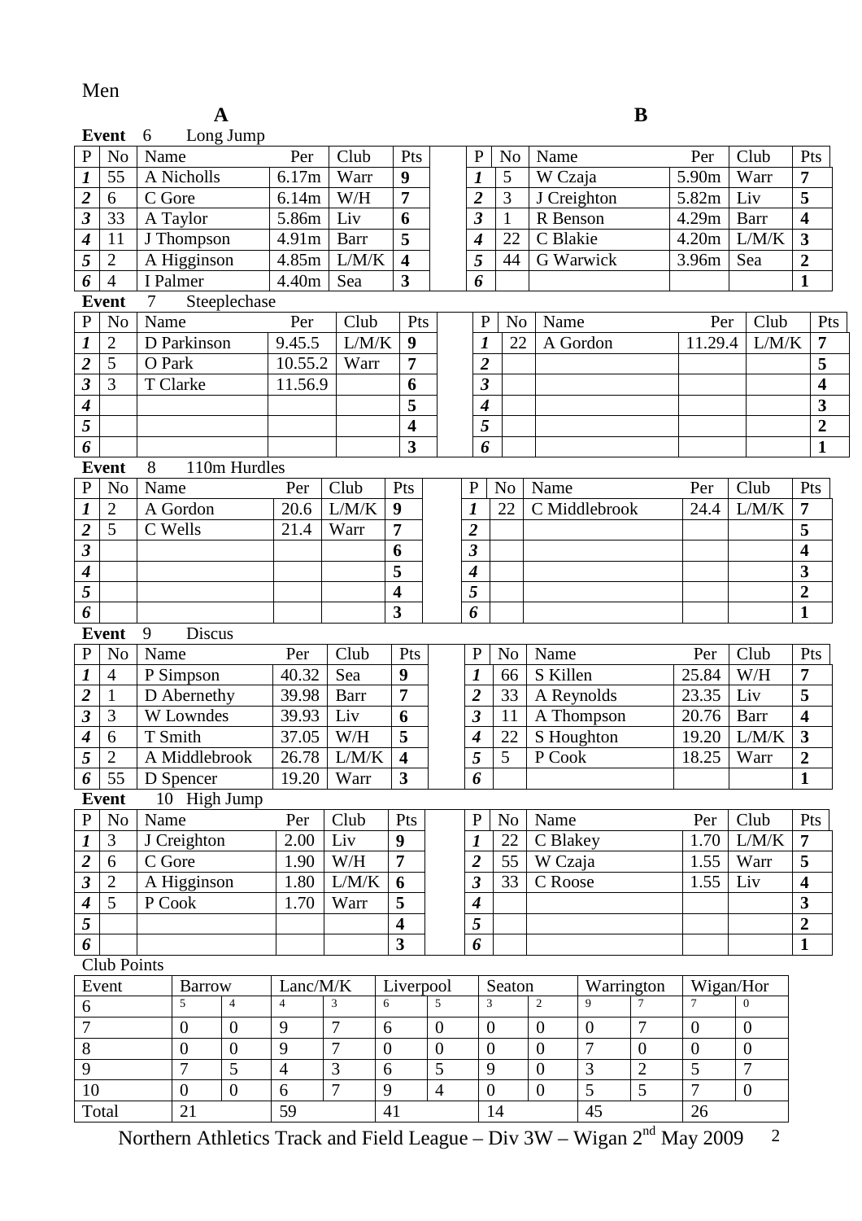Men

## A / B

**Event** 6 Long Jump

| P | No | Name | Per | Club | Pts | | P | No | Name | Per | Club | Pts |
|---|---|---|---|---|---|---|---|---|---|---|---|---|
| *1* | 55 | A Nicholls | 6.17m | Warr | **9** | | *1* | 5 | W Czaja | 5.90m | Warr | **7** |
| *2* | 6 | C Gore | 6.14m | W/H | **7** | | *2* | 3 | J Creighton | 5.82m | Liv | **5** |
| *3* | 33 | A Taylor | 5.86m | Liv | **6** | | *3* | 1 | R Benson | 4.29m | Barr | **4** |
| *4* | 11 | J Thompson | 4.91m | Barr | **5** | | *4* | 22 | C Blakie | 4.20m | L/M/K | **3** |
| *5* | 2 | A Higginson | 4.85m | L/M/K | **4** | | *5* | 44 | G Warwick | 3.96m | Sea | **2** |
| *6* | 4 | I Palmer | 4.40m | Sea | **3** | | *6* | | | | | **1** |

**Event** 7 Steeplechase

| P | No | Name | Per | Club | Pts | | P | No | Name | Per | Club | Pts |
|---|---|---|---|---|---|---|---|---|---|---|---|---|
| *1* | 2 | D Parkinson | 9.45.5 | L/M/K | **9** | | *1* | 22 | A Gordon | 11.29.4 | L/M/K | **7** |
| *2* | 5 | O Park | 10.55.2 | Warr | **7** | | *2* | | | | | **5** |
| *3* | 3 | T Clarke | 11.56.9 | | **6** | | *3* | | | | | **4** |
| *4* | | | | | **5** | | *4* | | | | | **3** |
| *5* | | | | | **4** | | *5* | | | | | **2** |
| *6* | | | | | **3** | | *6* | | | | | **1** |

**Event** 8 110m Hurdles

| P | No | Name | Per | Club | Pts | | P | No | Name | Per | Club | Pts |
|---|---|---|---|---|---|---|---|---|---|---|---|---|
| *1* | 2 | A Gordon | 20.6 | L/M/K | **9** | | *1* | 22 | C Middlebrook | 24.4 | L/M/K | **7** |
| *2* | 5 | C Wells | 21.4 | Warr | **7** | | *2* | | | | | **5** |
| *3* | | | | | **6** | | *3* | | | | | **4** |
| *4* | | | | | **5** | | *4* | | | | | **3** |
| *5* | | | | | **4** | | *5* | | | | | **2** |
| *6* | | | | | **3** | | *6* | | | | | **1** |

**Event** 9 Discus

| P | No | Name | Per | Club | Pts | | P | No | Name | Per | Club | Pts |
|---|---|---|---|---|---|---|---|---|---|---|---|---|
| *1* | 4 | P Simpson | 40.32 | Sea | **9** | | *1* | 66 | S Killen | 25.84 | W/H | **7** |
| *2* | 1 | D Abernethy | 39.98 | Barr | **7** | | *2* | 33 | A Reynolds | 23.35 | Liv | **5** |
| *3* | 3 | W Lowndes | 39.93 | Liv | **6** | | *3* | 11 | A Thompson | 20.76 | Barr | **4** |
| *4* | 6 | T Smith | 37.05 | W/H | **5** | | *4* | 22 | S Houghton | 19.20 | L/M/K | **3** |
| *5* | 2 | A Middlebrook | 26.78 | L/M/K | **4** | | *5* | 5 | P Cook | 18.25 | Warr | **2** |
| *6* | 55 | D Spencer | 19.20 | Warr | **3** | | *6* | | | | | **1** |

**Event** 10 High Jump

| P | No | Name | Per | Club | Pts | | P | No | Name | Per | Club | Pts |
|---|---|---|---|---|---|---|---|---|---|---|---|---|
| *1* | 3 | J Creighton | 2.00 | Liv | **9** | | *1* | 22 | C Blakey | 1.70 | L/M/K | **7** |
| *2* | 6 | C Gore | 1.90 | W/H | **7** | | *2* | 55 | W Czaja | 1.55 | Warr | **5** |
| *3* | 2 | A Higginson | 1.80 | L/M/K | **6** | | *3* | 33 | C Roose | 1.55 | Liv | **4** |
| *4* | 5 | P Cook | 1.70 | Warr | **5** | | *4* | | | | | **3** |
| *5* | | | | | **4** | | *5* | | | | | **2** |
| *6* | | | | | **3** | | *6* | | | | | **1** |

Club Points

| Event | Barrow | | Lanc/M/K | | Liverpool | | Seaton | | Warrington | | Wigan/Hor | |
|---|---|---|---|---|---|---|---|---|---|---|---|---|
| 6 | 5 | 4 | 4 | 3 | 6 | 5 | 3 | 2 | 9 | 7 | 7 | 0 |
| 7 | 0 | 0 | 9 | 7 | 6 | 0 | 0 | 0 | 0 | 7 | 0 | 0 |
| 8 | 0 | 0 | 9 | 7 | 0 | 0 | 0 | 0 | 7 | 0 | 0 | 0 |
| 9 | 7 | 5 | 4 | 3 | 6 | 5 | 9 | 0 | 3 | 2 | 5 | 7 |
| 10 | 0 | 0 | 6 | 7 | 9 | 4 | 0 | 0 | 5 | 5 | 7 | 0 |
| Total | 21 | | 59 | | 41 | | 14 | | 45 | | 26 | |

Northern Athletics Track and Field League – Div 3W – Wigan 2nd May 2009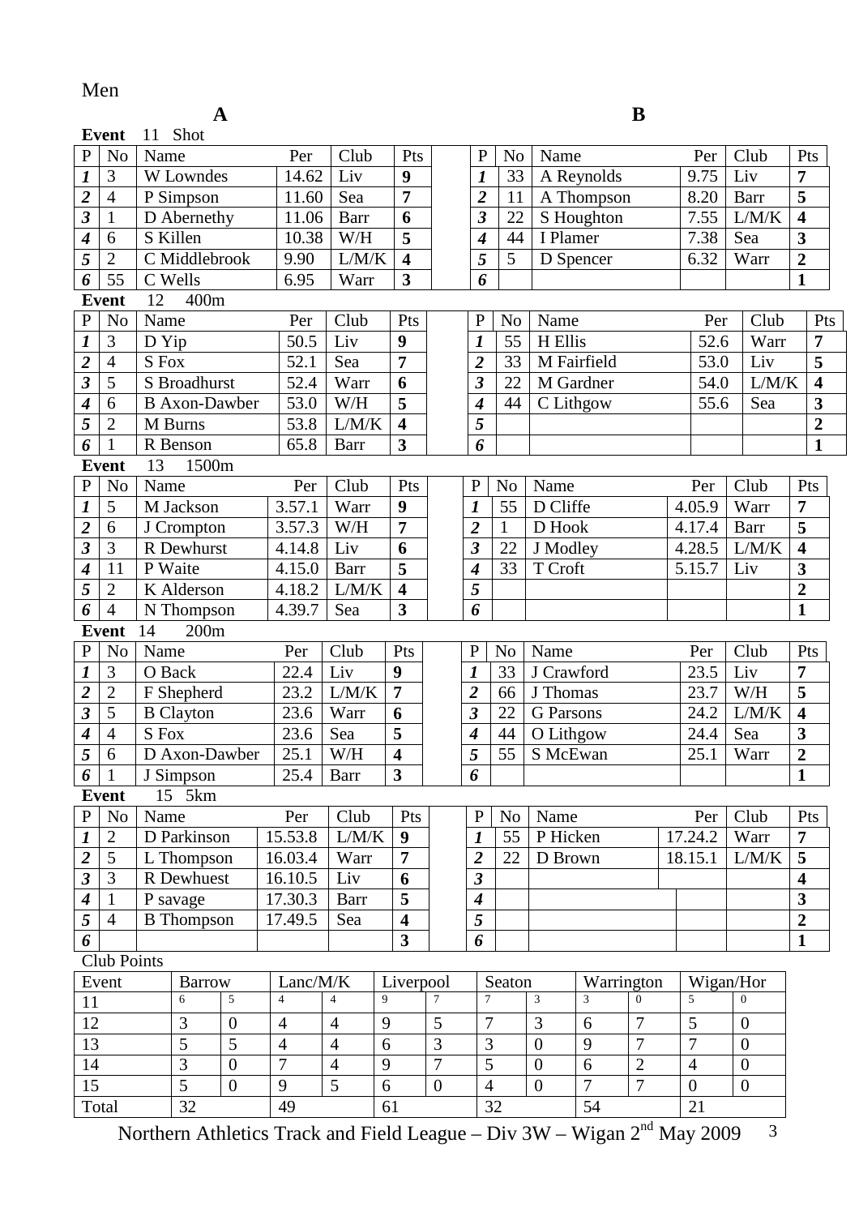Men

## A / B

**Event** 11 Shot

| P | No | Name | Per | Club | Pts |
|---|---|---|---|---|---|
| *1* | 3 | W Lowndes | 14.62 | Liv | **9** |
| *2* | 4 | P Simpson | 11.60 | Sea | **7** |
| *3* | 1 | D Abernethy | 11.06 | Barr | **6** |
| *4* | 6 | S Killen | 10.38 | W/H | **5** |
| *5* | 2 | C Middlebrook | 9.90 | L/M/K | **4** |
| *6* | 55 | C Wells | 6.95 | Warr | **3** |

| P | No | Name | Per | Club | Pts |
|---|---|---|---|---|---|
| *1* | 33 | A Reynolds | 9.75 | Liv | **7** |
| *2* | 11 | A Thompson | 8.20 | Barr | **5** |
| *3* | 22 | S Houghton | 7.55 | L/M/K | **4** |
| *4* | 44 | I Plamer | 7.38 | Sea | **3** |
| *5* | 5 | D Spencer | 6.32 | Warr | **2** |
| *6* | | | | | **1** |

**Event** 12 400m

| P | No | Name | Per | Club | Pts |
|---|---|---|---|---|---|
| *1* | 3 | D Yip | 50.5 | Liv | **9** |
| *2* | 4 | S Fox | 52.1 | Sea | **7** |
| *3* | 5 | S Broadhurst | 52.4 | Warr | **6** |
| *4* | 6 | B Axon-Dawber | 53.0 | W/H | **5** |
| *5* | 2 | M Burns | 53.8 | L/M/K | **4** |
| *6* | 1 | R Benson | 65.8 | Barr | **3** |

| P | No | Name | Per | Club | Pts |
|---|---|---|---|---|---|
| *1* | 55 | H Ellis | 52.6 | Warr | **7** |
| *2* | 33 | M Fairfield | 53.0 | Liv | **5** |
| *3* | 22 | M Gardner | 54.0 | L/M/K | **4** |
| *4* | 44 | C Lithgow | 55.6 | Sea | **3** |
| *5* | | | | | **2** |
| *6* | | | | | **1** |

**Event** 13 1500m

| P | No | Name | Per | Club | Pts |
|---|---|---|---|---|---|
| *1* | 5 | M Jackson | 3.57.1 | Warr | **9** |
| *2* | 6 | J Crompton | 3.57.3 | W/H | **7** |
| *3* | 3 | R Dewhurst | 4.14.8 | Liv | **6** |
| *4* | 11 | P Waite | 4.15.0 | Barr | **5** |
| *5* | 2 | K Alderson | 4.18.2 | L/M/K | **4** |
| *6* | 4 | N Thompson | 4.39.7 | Sea | **3** |

| P | No | Name | Per | Club | Pts |
|---|---|---|---|---|---|
| *1* | 55 | D Cliffe | 4.05.9 | Warr | **7** |
| *2* | 1 | D Hook | 4.17.4 | Barr | **5** |
| *3* | 22 | J Modley | 4.28.5 | L/M/K | **4** |
| *4* | 33 | T Croft | 5.15.7 | Liv | **3** |
| *5* | | | | | **2** |
| *6* | | | | | **1** |

**Event** 14 200m

| P | No | Name | Per | Club | Pts |
|---|---|---|---|---|---|
| *1* | 3 | O Back | 22.4 | Liv | **9** |
| *2* | 2 | F Shepherd | 23.2 | L/M/K | **7** |
| *3* | 5 | B Clayton | 23.6 | Warr | **6** |
| *4* | 4 | S Fox | 23.6 | Sea | **5** |
| *5* | 6 | D Axon-Dawber | 25.1 | W/H | **4** |
| *6* | 1 | J Simpson | 25.4 | Barr | **3** |

| P | No | Name | Per | Club | Pts |
|---|---|---|---|---|---|
| *1* | 33 | J Crawford | 23.5 | Liv | **7** |
| *2* | 66 | J Thomas | 23.7 | W/H | **5** |
| *3* | 22 | G Parsons | 24.2 | L/M/K | **4** |
| *4* | 44 | O Lithgow | 24.4 | Sea | **3** |
| *5* | 55 | S McEwan | 25.1 | Warr | **2** |
| *6* | | | | | **1** |

**Event** 15 5km

| P | No | Name | Per | Club | Pts |
|---|---|---|---|---|---|
| *1* | 2 | D Parkinson | 15.53.8 | L/M/K | **9** |
| *2* | 5 | L Thompson | 16.03.4 | Warr | **7** |
| *3* | 3 | R Dewhuest | 16.10.5 | Liv | **6** |
| *4* | 1 | P savage | 17.30.3 | Barr | **5** |
| *5* | 4 | B Thompson | 17.49.5 | Sea | **4** |
| *6* | | | | | **3** |

| P | No | Name | Per | Club | Pts |
|---|---|---|---|---|---|
| *1* | 55 | P Hicken | 17.24.2 | Warr | **7** |
| *2* | 22 | D Brown | 18.15.1 | L/M/K | **5** |
| *3* | | | | | **4** |
| *4* | | | | | **3** |
| *5* | | | | | **2** |
| *6* | | | | | **1** |

Club Points

| Event | Barrow | | Lanc/M/K | | Liverpool | | Seaton | | Warrington | | Wigan/Hor | |
|---|---|---|---|---|---|---|---|---|---|---|---|---|
| 11 | 6 | 5 | 4 | 4 | 9 | 7 | 7 | 3 | 3 | 0 | 5 | 0 |
| 12 | 3 | 0 | 4 | 4 | 9 | 5 | 7 | 3 | 6 | 7 | 5 | 0 |
| 13 | 5 | 5 | 4 | 4 | 6 | 3 | 3 | 0 | 9 | 7 | 7 | 0 |
| 14 | 3 | 0 | 7 | 4 | 9 | 7 | 5 | 0 | 6 | 2 | 4 | 0 |
| 15 | 5 | 0 | 9 | 5 | 6 | 0 | 4 | 0 | 7 | 7 | 0 | 0 |
| Total | 32 | | 49 | | 61 | | 32 | | 54 | | 21 | |

Northern Athletics Track and Field League – Div 3W – Wigan 2nd May 2009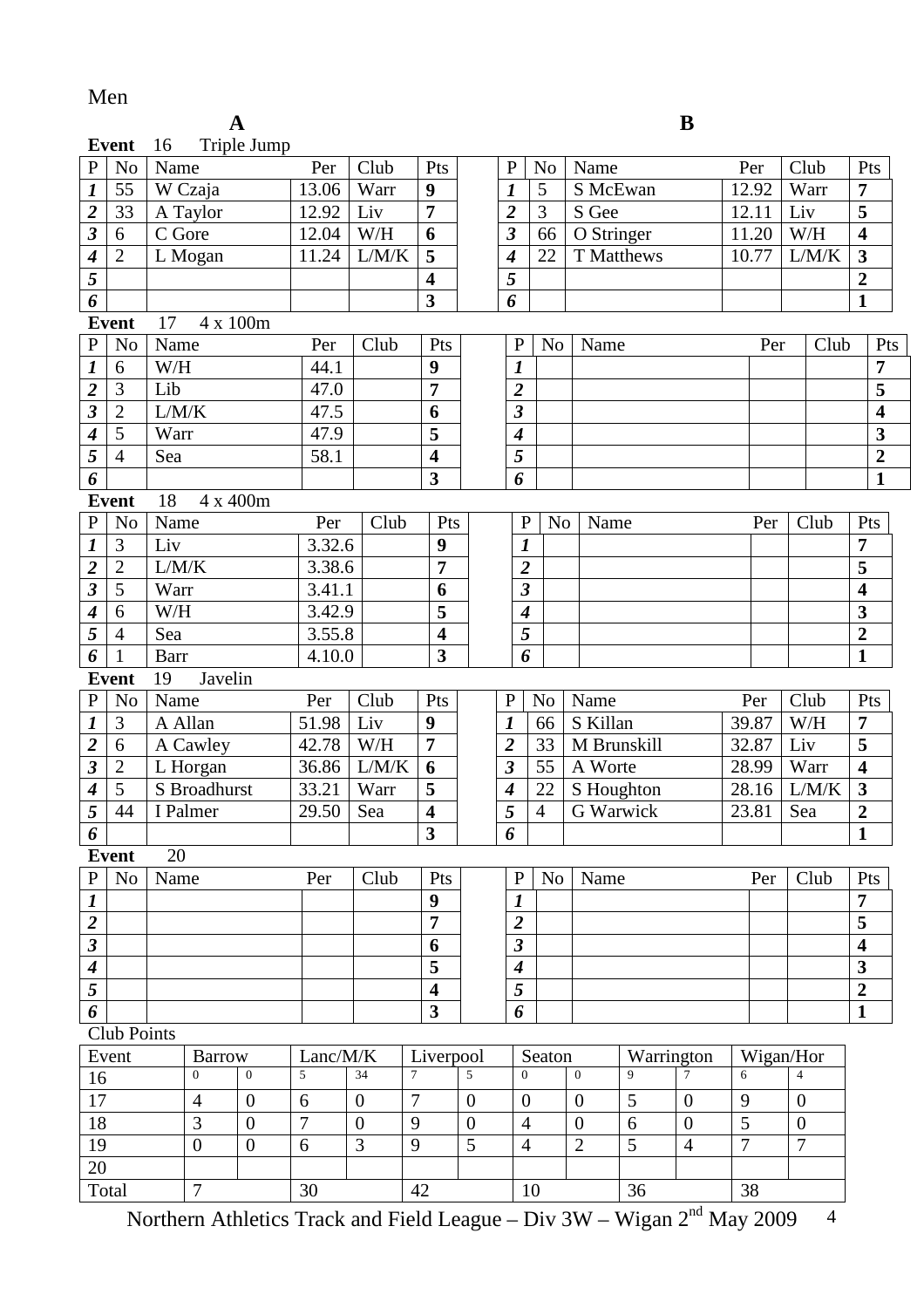Men

## A / B

**Event** 16 Triple Jump

| P | No | Name | Per | Club | Pts | | P | No | Name | Per | Club | Pts |
|---|---|---|---|---|---|---|---|---|---|---|---|---|
| *1* | 55 | W Czaja | 13.06 | Warr | **9** | | *1* | 5 | S McEwan | 12.92 | Warr | **7** |
| *2* | 33 | A Taylor | 12.92 | Liv | **7** | | *2* | 3 | S Gee | 12.11 | Liv | **5** |
| *3* | 6 | C Gore | 12.04 | W/H | **6** | | *3* | 66 | O Stringer | 11.20 | W/H | **4** |
| *4* | 2 | L Mogan | 11.24 | L/M/K | **5** | | *4* | 22 | T Matthews | 10.77 | L/M/K | **3** |
| *5* | | | | | **4** | | *5* | | | | | **2** |
| *6* | | | | | **3** | | *6* | | | | | **1** |

**Event** 17 4 x 100m

| P | No | Name | Per | Club | Pts | | P | No | Name | Per | Club | Pts |
|---|---|---|---|---|---|---|---|---|---|---|---|---|
| *1* | 6 | W/H | 44.1 | | **9** | | *1* | | | | | **7** |
| *2* | 3 | Lib | 47.0 | | **7** | | *2* | | | | | **5** |
| *3* | 2 | L/M/K | 47.5 | | **6** | | *3* | | | | | **4** |
| *4* | 5 | Warr | 47.9 | | **5** | | *4* | | | | | **3** |
| *5* | 4 | Sea | 58.1 | | **4** | | *5* | | | | | **2** |
| *6* | | | | | **3** | | *6* | | | | | **1** |

**Event** 18 4 x 400m

| P | No | Name | Per | Club | Pts | | P | No | Name | Per | Club | Pts |
|---|---|---|---|---|---|---|---|---|---|---|---|---|
| *1* | 3 | Liv | 3.32.6 | | **9** | | *1* | | | | | **7** |
| *2* | 2 | L/M/K | 3.38.6 | | **7** | | *2* | | | | | **5** |
| *3* | 5 | Warr | 3.41.1 | | **6** | | *3* | | | | | **4** |
| *4* | 6 | W/H | 3.42.9 | | **5** | | *4* | | | | | **3** |
| *5* | 4 | Sea | 3.55.8 | | **4** | | *5* | | | | | **2** |
| *6* | 1 | Barr | 4.10.0 | | **3** | | *6* | | | | | **1** |

**Event** 19 Javelin

| P | No | Name | Per | Club | Pts | | P | No | Name | Per | Club | Pts |
|---|---|---|---|---|---|---|---|---|---|---|---|---|
| *1* | 3 | A Allan | 51.98 | Liv | **9** | | *1* | 66 | S Killan | 39.87 | W/H | **7** |
| *2* | 6 | A Cawley | 42.78 | W/H | **7** | | *2* | 33 | M Brunskill | 32.87 | Liv | **5** |
| *3* | 2 | L Horgan | 36.86 | L/M/K | **6** | | *3* | 55 | A Worte | 28.99 | Warr | **4** |
| *4* | 5 | S Broadhurst | 33.21 | Warr | **5** | | *4* | 22 | S Houghton | 28.16 | L/M/K | **3** |
| *5* | 44 | I Palmer | 29.50 | Sea | **4** | | *5* | 4 | G Warwick | 23.81 | Sea | **2** |
| *6* | | | | | **3** | | *6* | | | | | **1** |

**Event** 20

| P | No | Name | Per | Club | Pts | | P | No | Name | Per | Club | Pts |
|---|---|---|---|---|---|---|---|---|---|---|---|---|
| *1* | | | | | **9** | | *1* | | | | | **7** |
| *2* | | | | | **7** | | *2* | | | | | **5** |
| *3* | | | | | **6** | | *3* | | | | | **4** |
| *4* | | | | | **5** | | *4* | | | | | **3** |
| *5* | | | | | **4** | | *5* | | | | | **2** |
| *6* | | | | | **3** | | *6* | | | | | **1** |

Club Points

| Event | Barrow | | Lanc/M/K | | Liverpool | | Seaton | | Warrington | | Wigan/Hor | |
|---|---|---|---|---|---|---|---|---|---|---|---|---|
| 16 | 0 | 0 | 5 | 34 | 7 | 5 | 0 | 0 | 9 | 7 | 6 | 4 |
| 17 | 4 | 0 | 6 | 0 | 7 | 0 | 0 | 0 | 5 | 0 | 9 | 0 |
| 18 | 3 | 0 | 7 | 0 | 9 | 0 | 4 | 0 | 6 | 0 | 5 | 0 |
| 19 | 0 | 0 | 6 | 3 | 9 | 5 | 4 | 2 | 5 | 4 | 7 | 7 |
| 20 | | | | | | | | | | | | |
| Total | 7 | | 30 | | 42 | | 10 | | 36 | | 38 | |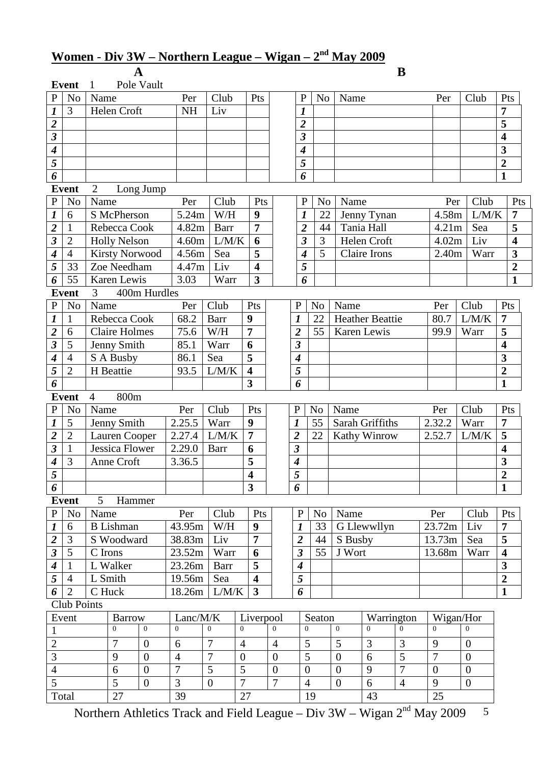## Women - Div 3W – Northern League – Wigan – 2nd May 2009

**A** | **B**

**Event** 1 Pole Vault

| P | No | Name | Per | Club | Pts | | P | No | Name | Per | Club | Pts |
|---|---|---|---|---|---|---|---|---|---|---|---|---|
| *1* | 3 | Helen Croft | NH | Liv | | | *1* | | | | | **7** |
| *2* | | | | | | | *2* | | | | | **5** |
| *3* | | | | | | | *3* | | | | | **4** |
| *4* | | | | | | | *4* | | | | | **3** |
| *5* | | | | | | | *5* | | | | | **2** |
| *6* | | | | | | | *6* | | | | | **1** |

**Event** 2 Long Jump

| P | No | Name | Per | Club | Pts | | P | No | Name | Per | Club | Pts |
|---|---|---|---|---|---|---|---|---|---|---|---|---|
| *1* | 6 | S McPherson | 5.24m | W/H | **9** | | *1* | 22 | Jenny Tynan | 4.58m | L/M/K | **7** |
| *2* | 1 | Rebecca Cook | 4.82m | Barr | **7** | | *2* | 44 | Tania Hall | 4.21m | Sea | **5** |
| *3* | 2 | Holly Nelson | 4.60m | L/M/K | **6** | | *3* | 3 | Helen Croft | 4.02m | Liv | **4** |
| *4* | 4 | Kirsty Norwood | 4.56m | Sea | **5** | | *4* | 5 | Claire Irons | 2.40m | Warr | **3** |
| *5* | 33 | Zoe Needham | 4.47m | Liv | **4** | | *5* | | | | | **2** |
| *6* | 55 | Karen Lewis | 3.03 | Warr | **3** | | *6* | | | | | **1** |

**Event** 3 400m Hurdles

| P | No | Name | Per | Club | Pts | | P | No | Name | Per | Club | Pts |
|---|---|---|---|---|---|---|---|---|---|---|---|---|
| *1* | 1 | Rebecca Cook | 68.2 | Barr | **9** | | *1* | 22 | Heather Beattie | 80.7 | L/M/K | **7** |
| *2* | 6 | Claire Holmes | 75.6 | W/H | **7** | | *2* | 55 | Karen Lewis | 99.9 | Warr | **5** |
| *3* | 5 | Jenny Smith | 85.1 | Warr | **6** | | *3* | | | | | **4** |
| *4* | 4 | S A Busby | 86.1 | Sea | **5** | | *4* | | | | | **3** |
| *5* | 2 | H Beattie | 93.5 | L/M/K | **4** | | *5* | | | | | **2** |
| *6* | | | | | **3** | | *6* | | | | | **1** |

**Event** 4 800m

| P | No | Name | Per | Club | Pts | | P | No | Name | Per | Club | Pts |
|---|---|---|---|---|---|---|---|---|---|---|---|---|
| *1* | 5 | Jenny Smith | 2.25.5 | Warr | **9** | | *1* | 55 | Sarah Griffiths | 2.32.2 | Warr | **7** |
| *2* | 2 | Lauren Cooper | 2.27.4 | L/M/K | **7** | | *2* | 22 | Kathy Winrow | 2.52.7 | L/M/K | **5** |
| *3* | 1 | Jessica Flower | 2.29.0 | Barr | **6** | | *3* | | | | | **4** |
| *4* | 3 | Anne Croft | 3.36.5 | | **5** | | *4* | | | | | **3** |
| *5* | | | | | **4** | | *5* | | | | | **2** |
| *6* | | | | | **3** | | *6* | | | | | **1** |

**Event** 5 Hammer

| P | No | Name | Per | Club | Pts | | P | No | Name | Per | Club | Pts |
|---|---|---|---|---|---|---|---|---|---|---|---|---|
| *1* | 6 | B Lishman | 43.95m | W/H | **9** | | *1* | 33 | G Llewwllyn | 23.72m | Liv | **7** |
| *2* | 3 | S Woodward | 38.83m | Liv | **7** | | *2* | 44 | S Busby | 13.73m | Sea | **5** |
| *3* | 5 | C Irons | 23.52m | Warr | **6** | | *3* | 55 | J Wort | 13.68m | Warr | **4** |
| *4* | 1 | L Walker | 23.26m | Barr | **5** | | *4* | | | | | **3** |
| *5* | 4 | L Smith | 19.56m | Sea | **4** | | *5* | | | | | **2** |
| *6* | 2 | C Huck | 18.26m | L/M/K | **3** | | *6* | | | | | **1** |

Club Points

| Event | Barrow | | Lanc/M/K | | Liverpool | | Seaton | | Warrington | | Wigan/Hor | |
|---|---|---|---|---|---|---|---|---|---|---|---|---|
| 1 | 0 | 0 | 0 | 0 | 0 | 0 | 0 | 0 | 0 | 0 | 0 | 0 |
| 2 | 7 | 0 | 6 | 7 | 4 | 4 | 5 | 5 | 3 | 3 | 9 | 0 |
| 3 | 9 | 0 | 4 | 7 | 0 | 0 | 5 | 0 | 6 | 5 | 7 | 0 |
| 4 | 6 | 0 | 7 | 5 | 5 | 0 | 0 | 0 | 9 | 7 | 0 | 0 |
| 5 | 5 | 0 | 3 | 0 | 7 | 7 | 4 | 0 | 6 | 4 | 9 | 0 |
| Total | 27 | | 39 | | 27 | | 19 | | 43 | | 25 | |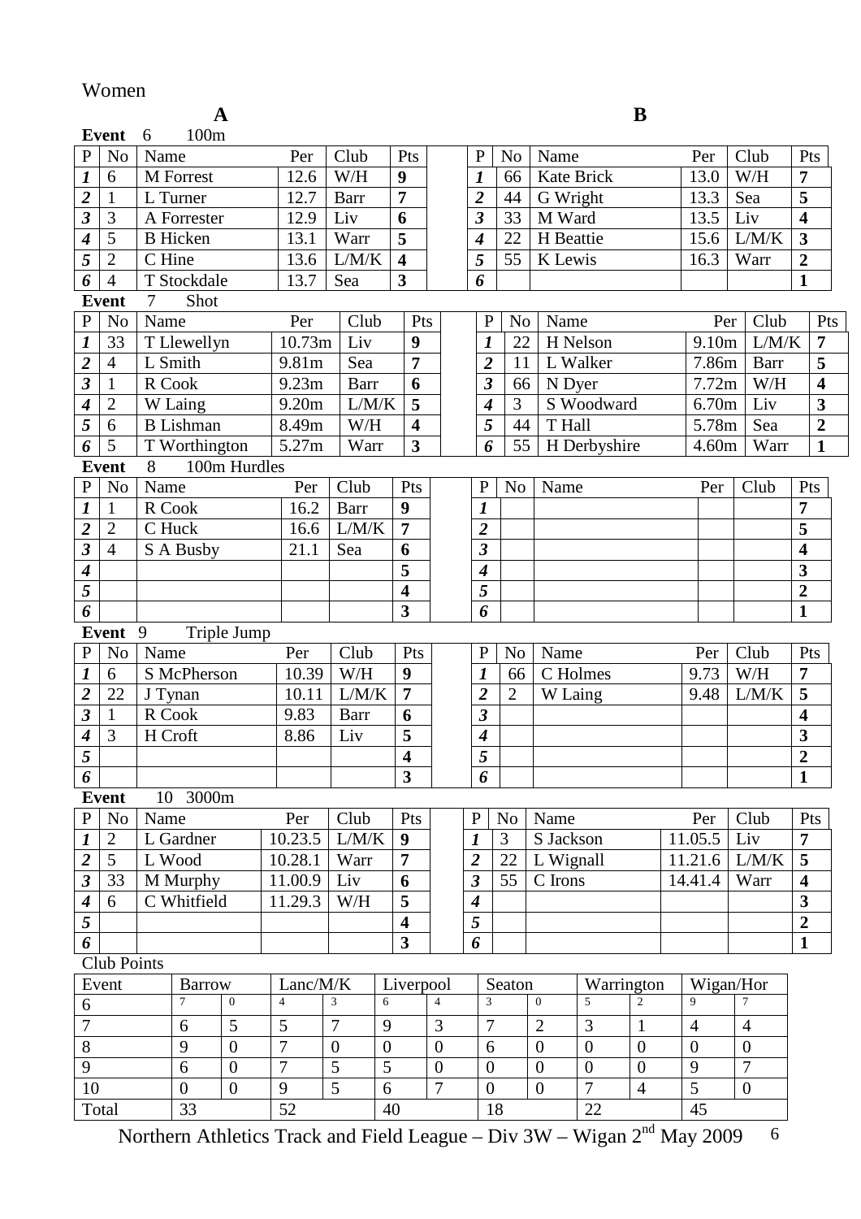Women

**Event** 6 100m

| P | No | Name | Per | Club | Pts | | P | No | Name | Per | Club | Pts |
|---|---|---|---|---|---|---|---|---|---|---|---|---|
| **A** | | | | | | | **B** | | | | | |
| *1* | 6 | M Forrest | 12.6 | W/H | **9** | | *1* | 66 | Kate Brick | 13.0 | W/H | **7** |
| *2* | 1 | L Turner | 12.7 | Barr | **7** | | *2* | 44 | G Wright | 13.3 | Sea | **5** |
| *3* | 3 | A Forrester | 12.9 | Liv | **6** | | *3* | 33 | M Ward | 13.5 | Liv | **4** |
| *4* | 5 | B Hicken | 13.1 | Warr | **5** | | *4* | 22 | H Beattie | 15.6 | L/M/K | **3** |
| *5* | 2 | C Hine | 13.6 | L/M/K | **4** | | *5* | 55 | K Lewis | 16.3 | Warr | **2** |
| *6* | 4 | T Stockdale | 13.7 | Sea | **3** | | *6* | | | | | **1** |

**Event** 7 Shot

| P | No | Name | Per | Club | Pts | | P | No | Name | Per | Club | Pts |
|---|---|---|---|---|---|---|---|---|---|---|---|---|
| *1* | 33 | T Llewellyn | 10.73m | Liv | **9** | | *1* | 22 | H Nelson | 9.10m | L/M/K | **7** |
| *2* | 4 | L Smith | 9.81m | Sea | **7** | | *2* | 11 | L Walker | 7.86m | Barr | **5** |
| *3* | 1 | R Cook | 9.23m | Barr | **6** | | *3* | 66 | N Dyer | 7.72m | W/H | **4** |
| *4* | 2 | W Laing | 9.20m | L/M/K | **5** | | *4* | 3 | S Woodward | 6.70m | Liv | **3** |
| *5* | 6 | B Lishman | 8.49m | W/H | **4** | | *5* | 44 | T Hall | 5.78m | Sea | **2** |
| *6* | 5 | T Worthington | 5.27m | Warr | **3** | | *6* | 55 | H Derbyshire | 4.60m | Warr | **1** |

**Event** 8 100m Hurdles

| P | No | Name | Per | Club | Pts | | P | No | Name | Per | Club | Pts |
|---|---|---|---|---|---|---|---|---|---|---|---|---|
| *1* | 1 | R Cook | 16.2 | Barr | **9** | | *1* | | | | | **7** |
| *2* | 2 | C Huck | 16.6 | L/M/K | **7** | | *2* | | | | | **5** |
| *3* | 4 | S A Busby | 21.1 | Sea | **6** | | *3* | | | | | **4** |
| *4* | | | | | **5** | | *4* | | | | | **3** |
| *5* | | | | | **4** | | *5* | | | | | **2** |
| *6* | | | | | **3** | | *6* | | | | | **1** |

**Event** 9 Triple Jump

| P | No | Name | Per | Club | Pts | | P | No | Name | Per | Club | Pts |
|---|---|---|---|---|---|---|---|---|---|---|---|---|
| *1* | 6 | S McPherson | 10.39 | W/H | **9** | | *1* | 66 | C Holmes | 9.73 | W/H | **7** |
| *2* | 22 | J Tynan | 10.11 | L/M/K | **7** | | *2* | 2 | W Laing | 9.48 | L/M/K | **5** |
| *3* | 1 | R Cook | 9.83 | Barr | **6** | | *3* | | | | | **4** |
| *4* | 3 | H Croft | 8.86 | Liv | **5** | | *4* | | | | | **3** |
| *5* | | | | | **4** | | *5* | | | | | **2** |
| *6* | | | | | **3** | | *6* | | | | | **1** |

**Event** 10 3000m

| P | No | Name | Per | Club | Pts | | P | No | Name | Per | Club | Pts |
|---|---|---|---|---|---|---|---|---|---|---|---|---|
| *1* | 2 | L Gardner | 10.23.5 | L/M/K | **9** | | *1* | 3 | S Jackson | 11.05.5 | Liv | **7** |
| *2* | 5 | L Wood | 10.28.1 | Warr | **7** | | *2* | 22 | L Wignall | 11.21.6 | L/M/K | **5** |
| *3* | 33 | M Murphy | 11.00.9 | Liv | **6** | | *3* | 55 | C Irons | 14.41.4 | Warr | **4** |
| *4* | 6 | C Whitfield | 11.29.3 | W/H | **5** | | *4* | | | | | **3** |
| *5* | | | | | **4** | | *5* | | | | | **2** |
| *6* | | | | | **3** | | *6* | | | | | **1** |

Club Points

| Event | Barrow | | Lanc/M/K | | Liverpool | | Seaton | | Warrington | | Wigan/Hor | |
|---|---|---|---|---|---|---|---|---|---|---|---|---|
| 6 | 7 | 0 | 4 | 3 | 6 | 4 | 3 | 0 | 5 | 2 | 9 | 7 |
| 7 | 6 | 5 | 5 | 7 | 9 | 3 | 7 | 2 | 3 | 1 | 4 | 4 |
| 8 | 9 | 0 | 7 | 0 | 0 | 0 | 6 | 0 | 0 | 0 | 0 | 0 |
| 9 | 6 | 0 | 7 | 5 | 5 | 0 | 0 | 0 | 0 | 0 | 9 | 7 |
| 10 | 0 | 0 | 9 | 5 | 6 | 7 | 0 | 0 | 7 | 4 | 5 | 0 |
| Total | 33 | | 52 | | 40 | | 18 | | 22 | | 45 | |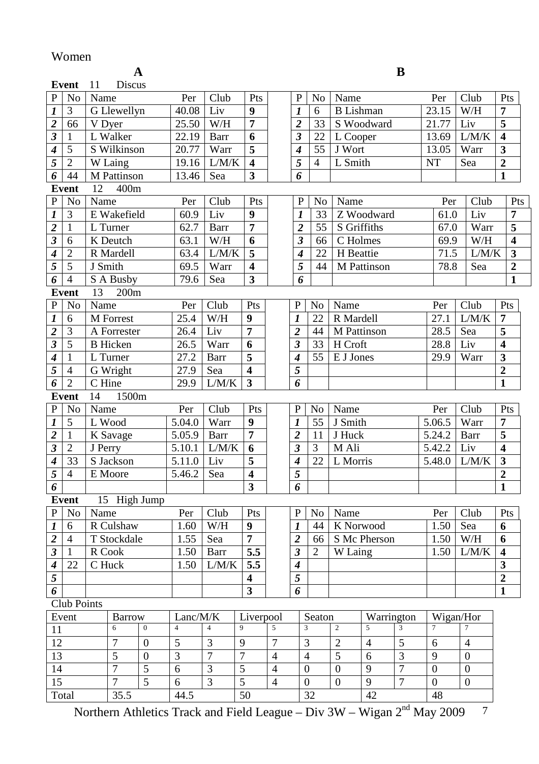Women

**A** | **B**

**Event** 11 Discus

| P | No | Name | Per | Club | Pts | | P | No | Name | Per | Club | Pts |
|---|---|---|---|---|---|---|---|---|---|---|---|---|
| *1* | 3 | G Llewellyn | 40.08 | Liv | **9** | | *1* | 6 | B Lishman | 23.15 | W/H | **7** |
| *2* | 66 | V Dyer | 25.50 | W/H | **7** | | *2* | 33 | S Woodward | 21.77 | Liv | **5** |
| *3* | 1 | L Walker | 22.19 | Barr | **6** | | *3* | 22 | L Cooper | 13.69 | L/M/K | **4** |
| *4* | 5 | S Wilkinson | 20.77 | Warr | **5** | | *4* | 55 | J Wort | 13.05 | Warr | **3** |
| *5* | 2 | W Laing | 19.16 | L/M/K | **4** | | *5* | 4 | L Smith | NT | Sea | **2** |
| *6* | 44 | M Pattinson | 13.46 | Sea | **3** | | *6* | | | | | **1** |

**Event** 12 400m

| P | No | Name | Per | Club | Pts | | P | No | Name | Per | Club | Pts |
|---|---|---|---|---|---|---|---|---|---|---|---|---|
| *1* | 3 | E Wakefield | 60.9 | Liv | **9** | | *1* | 33 | Z Woodward | 61.0 | Liv | **7** |
| *2* | 1 | L Turner | 62.7 | Barr | **7** | | *2* | 55 | S Griffiths | 67.0 | Warr | **5** |
| *3* | 6 | K Deutch | 63.1 | W/H | **6** | | *3* | 66 | C Holmes | 69.9 | W/H | **4** |
| *4* | 2 | R Mardell | 63.4 | L/M/K | **5** | | *4* | 22 | H Beattie | 71.5 | L/M/K | **3** |
| *5* | 5 | J Smith | 69.5 | Warr | **4** | | *5* | 44 | M Pattinson | 78.8 | Sea | **2** |
| *6* | 4 | S A Busby | 79.6 | Sea | **3** | | *6* | | | | | **1** |

**Event** 13 200m

| P | No | Name | Per | Club | Pts | | P | No | Name | Per | Club | Pts |
|---|---|---|---|---|---|---|---|---|---|---|---|---|
| *1* | 6 | M Forrest | 25.4 | W/H | **9** | | *1* | 22 | R Mardell | 27.1 | L/M/K | **7** |
| *2* | 3 | A Forrester | 26.4 | Liv | **7** | | *2* | 44 | M Pattinson | 28.5 | Sea | **5** |
| *3* | 5 | B Hicken | 26.5 | Warr | **6** | | *3* | 33 | H Croft | 28.8 | Liv | **4** |
| *4* | 1 | L Turner | 27.2 | Barr | **5** | | *4* | 55 | E J Jones | 29.9 | Warr | **3** |
| *5* | 4 | G Wright | 27.9 | Sea | **4** | | *5* | | | | | **2** |
| *6* | 2 | C Hine | 29.9 | L/M/K | **3** | | *6* | | | | | **1** |

**Event** 14 1500m

| P | No | Name | Per | Club | Pts | | P | No | Name | Per | Club | Pts |
|---|---|---|---|---|---|---|---|---|---|---|---|---|
| *1* | 5 | L Wood | 5.04.0 | Warr | **9** | | *1* | 55 | J Smith | 5.06.5 | Warr | **7** |
| *2* | 1 | K Savage | 5.05.9 | Barr | **7** | | *2* | 11 | J Huck | 5.24.2 | Barr | **5** |
| *3* | 2 | J Perry | 5.10.1 | L/M/K | **6** | | *3* | 3 | M Ali | 5.42.2 | Liv | **4** |
| *4* | 33 | S Jackson | 5.11.0 | Liv | **5** | | *4* | 22 | L Morris | 5.48.0 | L/M/K | **3** |
| *5* | 4 | E Moore | 5.46.2 | Sea | **4** | | *5* | | | | | **2** |
| *6* | | | | | **3** | | *6* | | | | | **1** |

**Event** 15 High Jump

| P | No | Name | Per | Club | Pts | | P | No | Name | Per | Club | Pts |
|---|---|---|---|---|---|---|---|---|---|---|---|---|
| *1* | 6 | R Culshaw | 1.60 | W/H | **9** | | *1* | 44 | K Norwood | 1.50 | Sea | **6** |
| *2* | 4 | T Stockdale | 1.55 | Sea | **7** | | *2* | 66 | S Mc Pherson | 1.50 | W/H | **6** |
| *3* | 1 | R Cook | 1.50 | Barr | **5.5** | | *3* | 2 | W Laing | 1.50 | L/M/K | **4** |
| *4* | 22 | C Huck | 1.50 | L/M/K | **5.5** | | *4* | | | | | **3** |
| *5* | | | | | **4** | | *5* | | | | | **2** |
| *6* | | | | | **3** | | *6* | | | | | **1** |

Club Points

| Event | Barrow | | Lanc/M/K | | Liverpool | | Seaton | | Warrington | | Wigan/Hor | |
|---|---|---|---|---|---|---|---|---|---|---|---|---|
| 11 | 6 | 0 | 4 | 4 | 9 | 5 | 3 | 2 | 5 | 3 | 7 | 7 |
| 12 | 7 | 0 | 5 | 3 | 9 | 7 | 3 | 2 | 4 | 5 | 6 | 4 |
| 13 | 5 | 0 | 3 | 7 | 7 | 4 | 4 | 5 | 6 | 3 | 9 | 0 |
| 14 | 7 | 5 | 6 | 3 | 5 | 4 | 0 | 0 | 9 | 7 | 0 | 0 |
| 15 | 7 | 5 | 6 | 3 | 5 | 4 | 0 | 0 | 9 | 7 | 0 | 0 |
| Total | 35.5 | | 44.5 | | 50 | | 32 | | 42 | | 48 | |

Northern Athletics Track and Field League – Div 3W – Wigan 2nd May 2009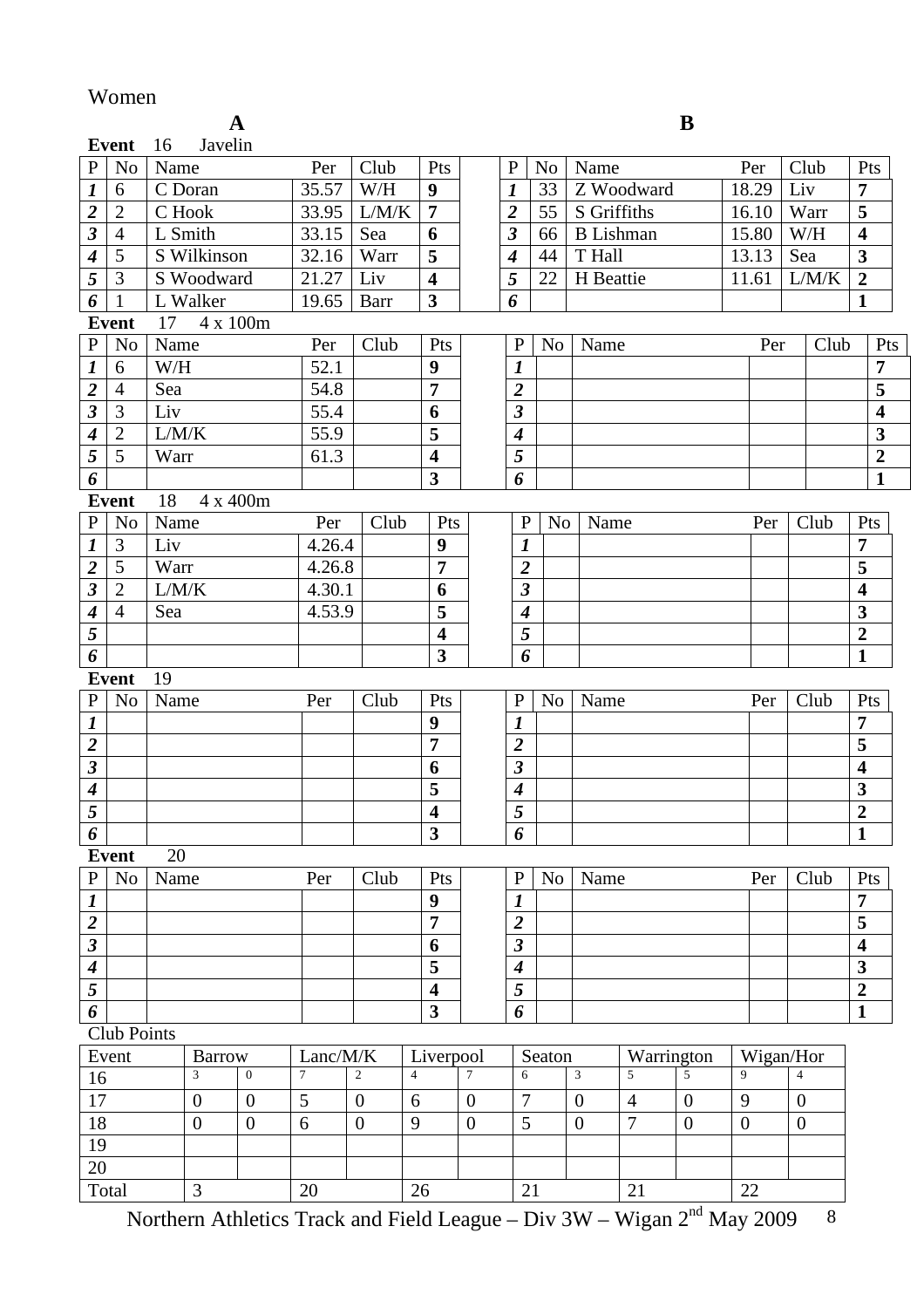Women

**Event** 16 Javelin

| P | No | Name | Per | Club | Pts | | P | No | Name | Per | Club | Pts |
|---|---|---|---|---|---|---|---|---|---|---|---|---|
| *1* | 6 | C Doran | 35.57 | W/H | **9** | | *1* | 33 | Z Woodward | 18.29 | Liv | **7** |
| *2* | 2 | C Hook | 33.95 | L/M/K | **7** | | *2* | 55 | S Griffiths | 16.10 | Warr | **5** |
| *3* | 4 | L Smith | 33.15 | Sea | **6** | | *3* | 66 | B Lishman | 15.80 | W/H | **4** |
| *4* | 5 | S Wilkinson | 32.16 | Warr | **5** | | *4* | 44 | T Hall | 13.13 | Sea | **3** |
| *5* | 3 | S Woodward | 21.27 | Liv | **4** | | *5* | 22 | H Beattie | 11.61 | L/M/K | **2** |
| *6* | 1 | L Walker | 19.65 | Barr | **3** | | *6* | | | | | **1** |

**Event** 17 4 x 100m

| P | No | Name | Per | Club | Pts | | P | No | Name | Per | Club | Pts |
|---|---|---|---|---|---|---|---|---|---|---|---|---|
| *1* | 6 | W/H | 52.1 | | **9** | | *1* | | | | | **7** |
| *2* | 4 | Sea | 54.8 | | **7** | | *2* | | | | | **5** |
| *3* | 3 | Liv | 55.4 | | **6** | | *3* | | | | | **4** |
| *4* | 2 | L/M/K | 55.9 | | **5** | | *4* | | | | | **3** |
| *5* | 5 | Warr | 61.3 | | **4** | | *5* | | | | | **2** |
| *6* | | | | | **3** | | *6* | | | | | **1** |

**Event** 18 4 x 400m

| P | No | Name | Per | Club | Pts | | P | No | Name | Per | Club | Pts |
|---|---|---|---|---|---|---|---|---|---|---|---|---|
| *1* | 3 | Liv | 4.26.4 | | **9** | | *1* | | | | | **7** |
| *2* | 5 | Warr | 4.26.8 | | **7** | | *2* | | | | | **5** |
| *3* | 2 | L/M/K | 4.30.1 | | **6** | | *3* | | | | | **4** |
| *4* | 4 | Sea | 4.53.9 | | **5** | | *4* | | | | | **3** |
| *5* | | | | | **4** | | *5* | | | | | **2** |
| *6* | | | | | **3** | | *6* | | | | | **1** |

**Event** 19

| P | No | Name | Per | Club | Pts | | P | No | Name | Per | Club | Pts |
|---|---|---|---|---|---|---|---|---|---|---|---|---|
| *1* | | | | | **9** | | *1* | | | | | **7** |
| *2* | | | | | **7** | | *2* | | | | | **5** |
| *3* | | | | | **6** | | *3* | | | | | **4** |
| *4* | | | | | **5** | | *4* | | | | | **3** |
| *5* | | | | | **4** | | *5* | | | | | **2** |
| *6* | | | | | **3** | | *6* | | | | | **1** |

**Event** 20

| P | No | Name | Per | Club | Pts | | P | No | Name | Per | Club | Pts |
|---|---|---|---|---|---|---|---|---|---|---|---|---|
| *1* | | | | | **9** | | *1* | | | | | **7** |
| *2* | | | | | **7** | | *2* | | | | | **5** |
| *3* | | | | | **6** | | *3* | | | | | **4** |
| *4* | | | | | **5** | | *4* | | | | | **3** |
| *5* | | | | | **4** | | *5* | | | | | **2** |
| *6* | | | | | **3** | | *6* | | | | | **1** |

Club Points

| Event | Barrow | | Lanc/M/K | | Liverpool | | Seaton | | Warrington | | Wigan/Hor | |
|---|---|---|---|---|---|---|---|---|---|---|---|---|
| 16 | 3 | 0 | 7 | 2 | 4 | 7 | 6 | 3 | 5 | 5 | 9 | 4 |
| 17 | 0 | 0 | 5 | 0 | 6 | 0 | 7 | 0 | 4 | 0 | 9 | 0 |
| 18 | 0 | 0 | 6 | 0 | 9 | 0 | 5 | 0 | 7 | 0 | 0 | 0 |
| 19 | | | | | | | | | | | | |
| 20 | | | | | | | | | | | | |
| Total | 3 | | 20 | | 26 | | 21 | | 21 | | 22 | |

Northern Athletics Track and Field League – Div 3W – Wigan 2nd May 2009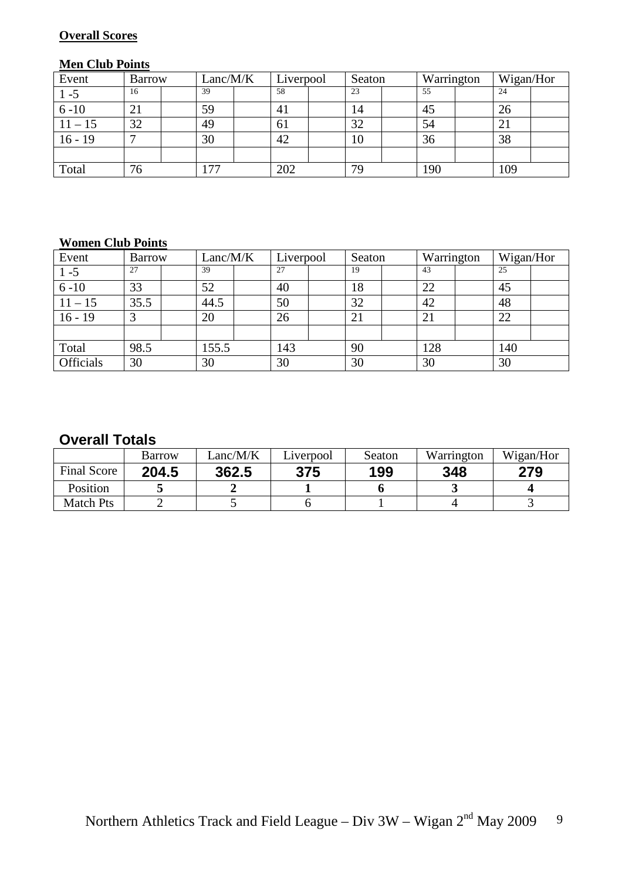**Overall Scores**

**Men Club Points**

| Event | Barrow | | Lanc/M/K | | Liverpool | | Seaton | | Warrington | | Wigan/Hor | |
|---|---|---|---|---|---|---|---|---|---|---|---|---|
| 1 -5 | 16 | | 39 | | 58 | | 23 | | 55 | | 24 | |
| 6 -10 | 21 | | 59 | | 41 | | 14 | | 45 | | 26 | |
| 11 – 15 | 32 | | 49 | | 61 | | 32 | | 54 | | 21 | |
| 16 - 19 | 7 | | 30 | | 42 | | 10 | | 36 | | 38 | |
| | | | | | | | | | | | | |
| Total | 76 | | 177 | | 202 | | 79 | | 190 | | 109 | |

**Women Club Points**

| Event | Barrow | | Lanc/M/K | | Liverpool | | Seaton | | Warrington | | Wigan/Hor | |
|---|---|---|---|---|---|---|---|---|---|---|---|---|
| 1 -5 | 27 | | 39 | | 27 | | 19 | | 43 | | 25 | |
| 6 -10 | 33 | | 52 | | 40 | | 18 | | 22 | | 45 | |
| 11 – 15 | 35.5 | | 44.5 | | 50 | | 32 | | 42 | | 48 | |
| 16 - 19 | 3 | | 20 | | 26 | | 21 | | 21 | | 22 | |
| | | | | | | | | | | | | |
| Total | 98.5 | | 155.5 | | 143 | | 90 | | 128 | | 140 | |
| Officials | 30 | | 30 | | 30 | | 30 | | 30 | | 30 | |

## Overall Totals

| | Barrow | Lanc/M/K | Liverpool | Seaton | Warrington | Wigan/Hor |
|---|---|---|---|---|---|---|
| Final Score | **204.5** | **362.5** | **375** | **199** | **348** | **279** |
| Position | **5** | **2** | **1** | **6** | **3** | **4** |
| Match Pts | 2 | 5 | 6 | 1 | 4 | 3 |